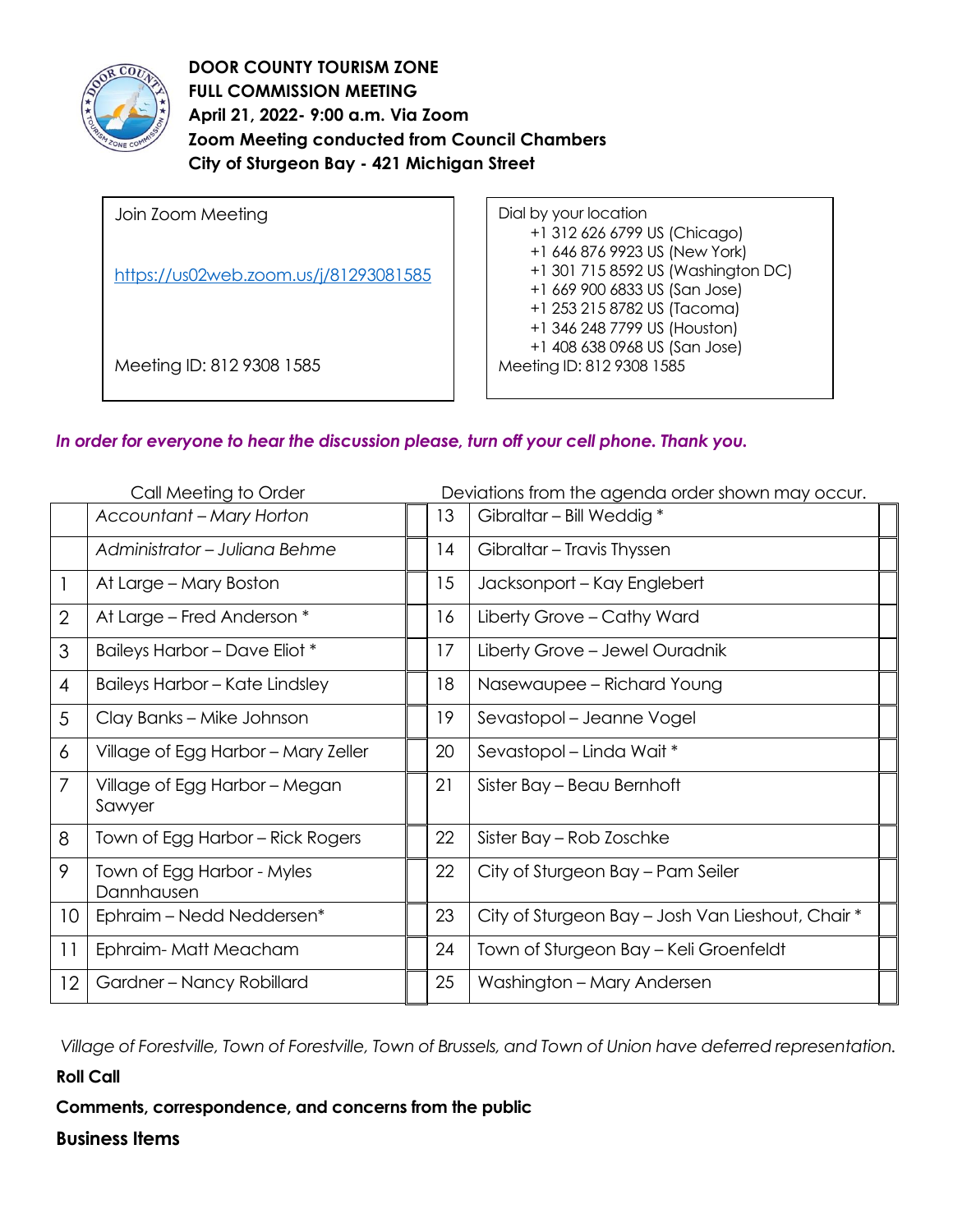**DOOR COUNTY TOURISM ZONE**
**FULL COMMISSION MEETING**
**April 21, 2022- 9:00 a.m. Via Zoom**
**Zoom Meeting conducted from Council Chambers**
**City of Sturgeon Bay - 421 Michigan Street**

| Join Zoom Meeting | Dial by your location |
|---|---|
| https://us02web.zoom.us/j/81293081585 | +1 312 626 6799 US (Chicago)<br>+1 646 876 9923 US (New York)<br>+1 301 715 8592 US (Washington DC)<br>+1 669 900 6833 US (San Jose)<br>+1 253 215 8782 US (Tacoma)<br>+1 346 248 7799 US (Houston)<br>+1 408 638 0968 US (San Jose) |
| Meeting ID: 812 9308 1585 | Meeting ID: 812 9308 1585 |

***In order for everyone to hear the discussion please, turn off your cell phone. Thank you.***

Call Meeting to Order — Deviations from the agenda order shown may occur.

| | | | | | |
|---|---|---|---|---|---|
| | *Accountant – Mary Horton* | | 13 | Gibraltar – Bill Weddig * | |
| | *Administrator – Juliana Behme* | | 14 | Gibraltar – Travis Thyssen | |
| 1 | At Large – Mary Boston | | 15 | Jacksonport – Kay Englebert | |
| 2 | At Large – Fred Anderson * | | 16 | Liberty Grove – Cathy Ward | |
| 3 | Baileys Harbor – Dave Eliot * | | 17 | Liberty Grove – Jewel Ouradnik | |
| 4 | Baileys Harbor – Kate Lindsley | | 18 | Nasewaupee – Richard Young | |
| 5 | Clay Banks – Mike Johnson | | 19 | Sevastopol – Jeanne Vogel | |
| 6 | Village of Egg Harbor – Mary Zeller | | 20 | Sevastopol – Linda Wait * | |
| 7 | Village of Egg Harbor – Megan Sawyer | | 21 | Sister Bay – Beau Bernhoft | |
| 8 | Town of Egg Harbor – Rick Rogers | | 22 | Sister Bay – Rob Zoschke | |
| 9 | Town of Egg Harbor - Myles Dannhausen | | 22 | City of Sturgeon Bay – Pam Seiler | |
| 10 | Ephraim – Nedd Neddersen* | | 23 | City of Sturgeon Bay – Josh Van Lieshout, Chair * | |
| 11 | Ephraim- Matt Meacham | | 24 | Town of Sturgeon Bay – Keli Groenfeldt | |
| 12 | Gardner – Nancy Robillard | | 25 | Washington – Mary Andersen | |

*Village of Forestville, Town of Forestville, Town of Brussels, and Town of Union have deferred representation.*

**Roll Call**

**Comments, correspondence, and concerns from the public**

**Business Items**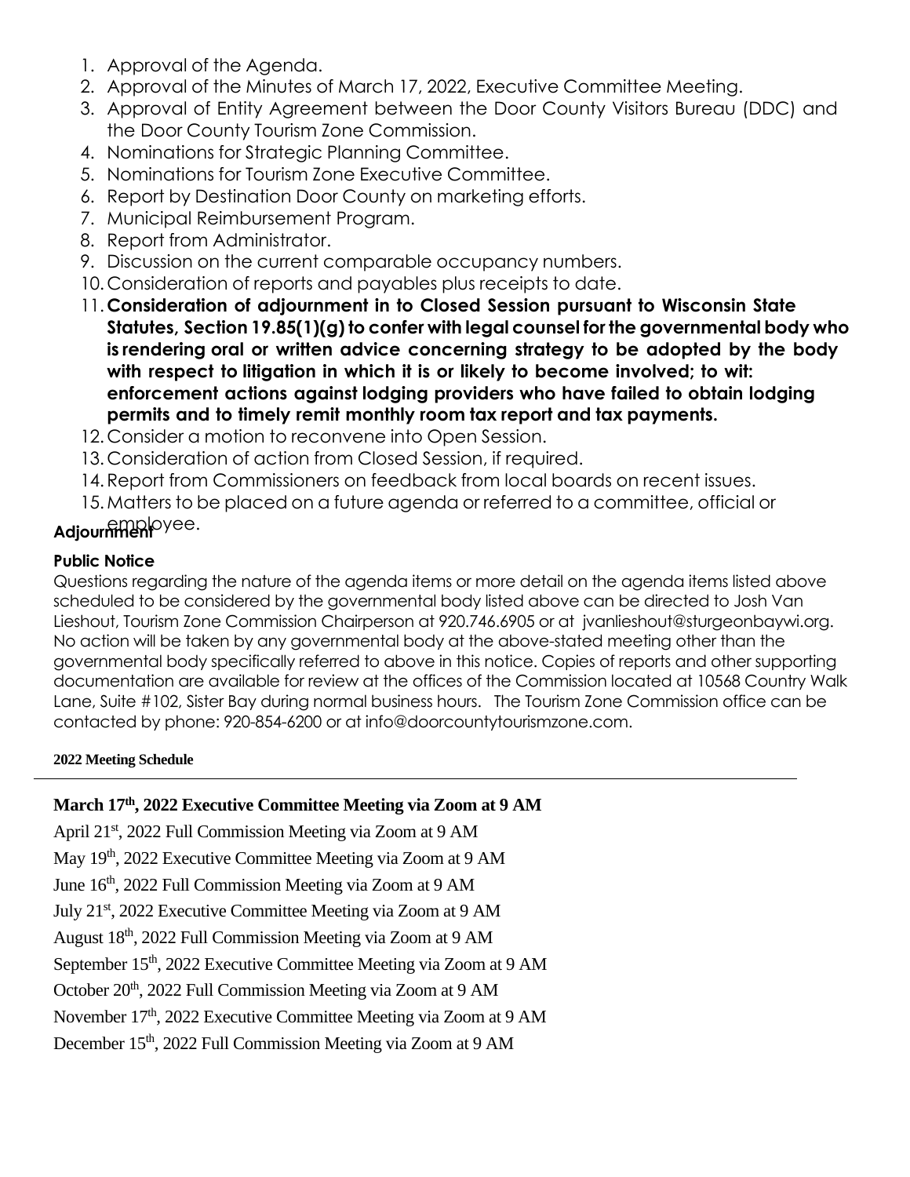1. Approval of the Agenda.
2. Approval of the Minutes of March 17, 2022, Executive Committee Meeting.
3. Approval of Entity Agreement between the Door County Visitors Bureau (DDC) and the Door County Tourism Zone Commission.
4. Nominations for Strategic Planning Committee.
5. Nominations for Tourism Zone Executive Committee.
6. Report by Destination Door County on marketing efforts.
7. Municipal Reimbursement Program.
8. Report from Administrator.
9. Discussion on the current comparable occupancy numbers.
10. Consideration of reports and payables plus receipts to date.
11. **Consideration of adjournment in to Closed Session pursuant to Wisconsin State Statutes, Section 19.85(1)(g) to confer with legal counsel for the governmental body who is rendering oral or written advice concerning strategy to be adopted by the body with respect to litigation in which it is or likely to become involved; to wit: enforcement actions against lodging providers who have failed to obtain lodging permits and to timely remit monthly room tax report and tax payments.**
12. Consider a motion to reconvene into Open Session.
13. Consideration of action from Closed Session, if required.
14. Report from Commissioners on feedback from local boards on recent issues.
15. Matters to be placed on a future agenda or referred to a committee, official or employee.

**Adjournment**

**Public Notice**

Questions regarding the nature of the agenda items or more detail on the agenda items listed above scheduled to be considered by the governmental body listed above can be directed to Josh Van Lieshout, Tourism Zone Commission Chairperson at 920.746.6905 or at jvanlieshout@sturgeonbaywi.org. No action will be taken by any governmental body at the above-stated meeting other than the governmental body specifically referred to above in this notice. Copies of reports and other supporting documentation are available for review at the offices of the Commission located at 10568 Country Walk Lane, Suite #102, Sister Bay during normal business hours. The Tourism Zone Commission office can be contacted by phone: 920-854-6200 or at info@doorcountytourismzone.com.

**2022 Meeting Schedule**

---

**March 17th, 2022 Executive Committee Meeting via Zoom at 9 AM**

April 21st, 2022 Full Commission Meeting via Zoom at 9 AM

May 19th, 2022 Executive Committee Meeting via Zoom at 9 AM

June 16th, 2022 Full Commission Meeting via Zoom at 9 AM

July 21st, 2022 Executive Committee Meeting via Zoom at 9 AM

August 18th, 2022 Full Commission Meeting via Zoom at 9 AM

September 15th, 2022 Executive Committee Meeting via Zoom at 9 AM

October 20th, 2022 Full Commission Meeting via Zoom at 9 AM

November 17th, 2022 Executive Committee Meeting via Zoom at 9 AM

December 15th, 2022 Full Commission Meeting via Zoom at 9 AM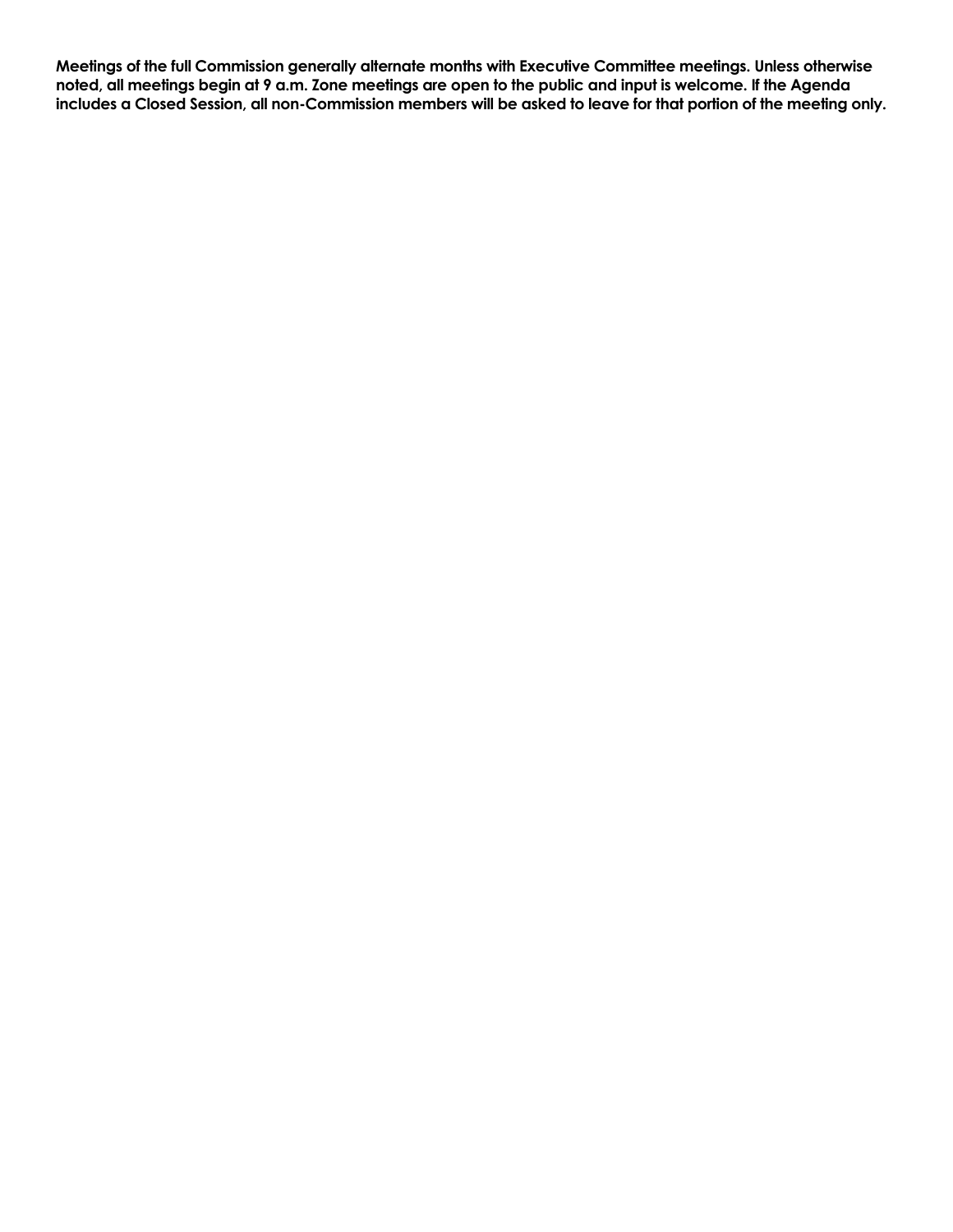**Meetings of the full Commission generally alternate months with Executive Committee meetings. Unless otherwise noted, all meetings begin at 9 a.m. Zone meetings are open to the public and input is welcome. If the Agenda includes a Closed Session, all non-Commission members will be asked to leave for that portion of the meeting only.**